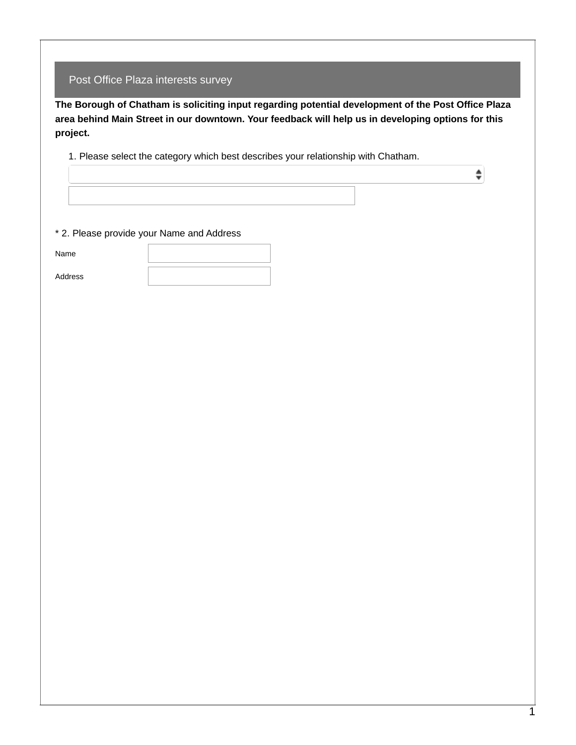# Post Office Plaza interests survey

**The Borough of Chatham is soliciting input regarding potential development of the Post Office Plaza area behind Main Street in our downtown. Your feedback will help us in developing options for this project.**

1. Please select the category which best describes your relationship with Chatham.

\* 2. Please provide your Name and Address

Name

Address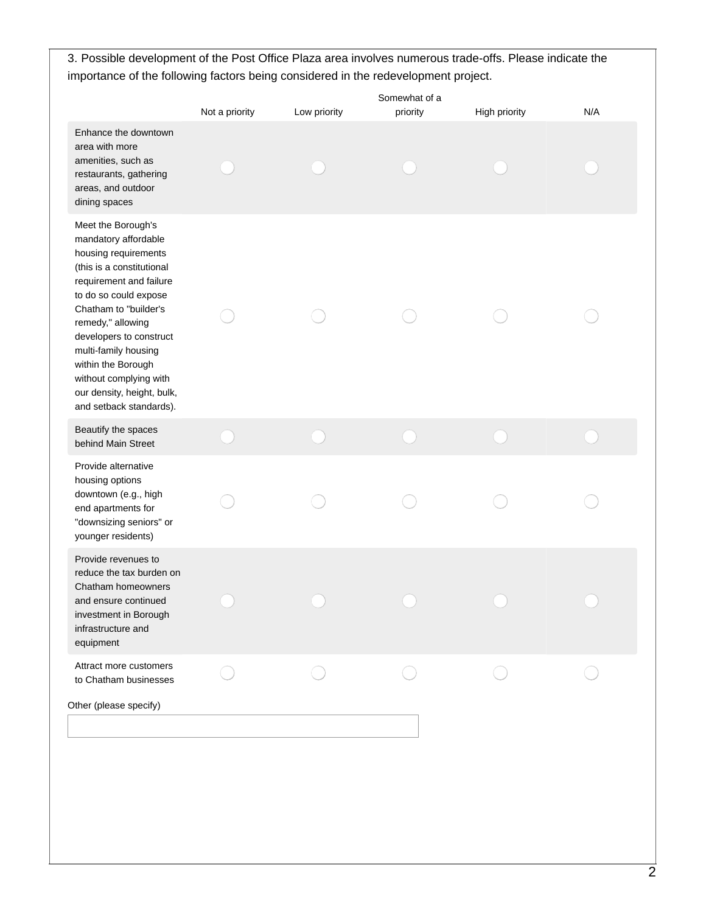3. Possible development of the Post Office Plaza area involves numerous trade-offs. Please indicate the importance of the following factors being considered in the redevelopment project.

| | Not a priority | Low priority | Somewhat of a priority | High priority | N/A |
|---|---|---|---|---|---|
| Enhance the downtown area with more amenities, such as restaurants, gathering areas, and outdoor dining spaces | ◯ | ◯ | ◯ | ◯ | ◯ |
| Meet the Borough's mandatory affordable housing requirements (this is a constitutional requirement and failure to do so could expose Chatham to "builder's remedy," allowing developers to construct multi-family housing within the Borough without complying with our density, height, bulk, and setback standards). | ◯ | ◯ | ◯ | ◯ | ◯ |
| Beautify the spaces behind Main Street | ◯ | ◯ | ◯ | ◯ | ◯ |
| Provide alternative housing options downtown (e.g., high end apartments for "downsizing seniors" or younger residents) | ◯ | ◯ | ◯ | ◯ | ◯ |
| Provide revenues to reduce the tax burden on Chatham homeowners and ensure continued investment in Borough infrastructure and equipment | ◯ | ◯ | ◯ | ◯ | ◯ |
| Attract more customers to Chatham businesses | ◯ | ◯ | ◯ | ◯ | ◯ |

Other (please specify)

______________________________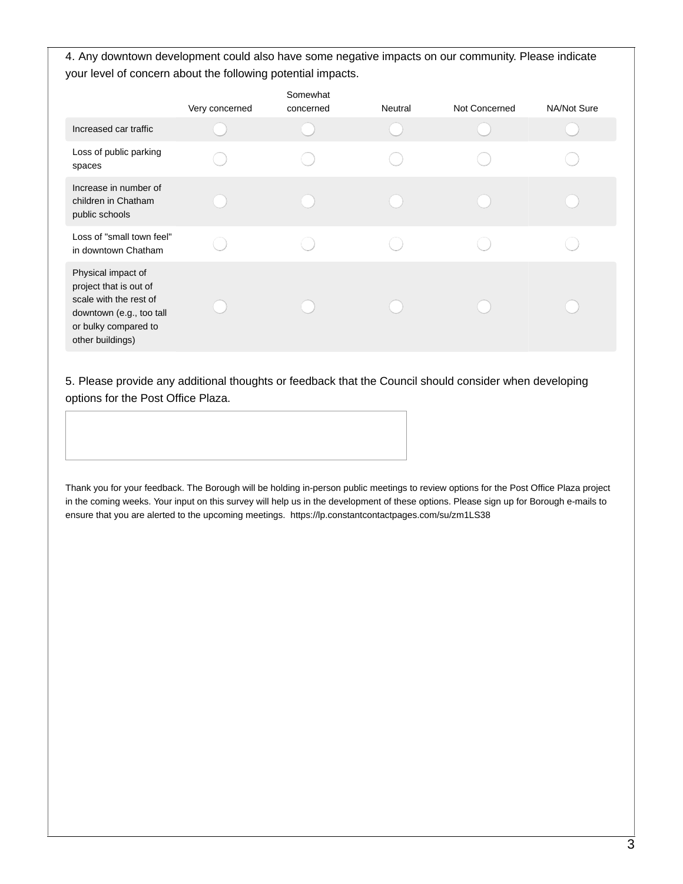4. Any downtown development could also have some negative impacts on our community. Please indicate your level of concern about the following potential impacts.

| | Very concerned | Somewhat concerned | Neutral | Not Concerned | NA/Not Sure |
|---|---|---|---|---|---|
| Increased car traffic | ◯ | ◯ | ◯ | ◯ | ◯ |
| Loss of public parking spaces | ◯ | ◯ | ◯ | ◯ | ◯ |
| Increase in number of children in Chatham public schools | ◯ | ◯ | ◯ | ◯ | ◯ |
| Loss of "small town feel" in downtown Chatham | ◯ | ◯ | ◯ | ◯ | ◯ |
| Physical impact of project that is out of scale with the rest of downtown (e.g., too tall or bulky compared to other buildings) | ◯ | ◯ | ◯ | ◯ | ◯ |

5. Please provide any additional thoughts or feedback that the Council should consider when developing options for the Post Office Plaza.

Thank you for your feedback. The Borough will be holding in-person public meetings to review options for the Post Office Plaza project in the coming weeks. Your input on this survey will help us in the development of these options. Please sign up for Borough e-mails to ensure that you are alerted to the upcoming meetings. https://lp.constantcontactpages.com/su/zm1LS38